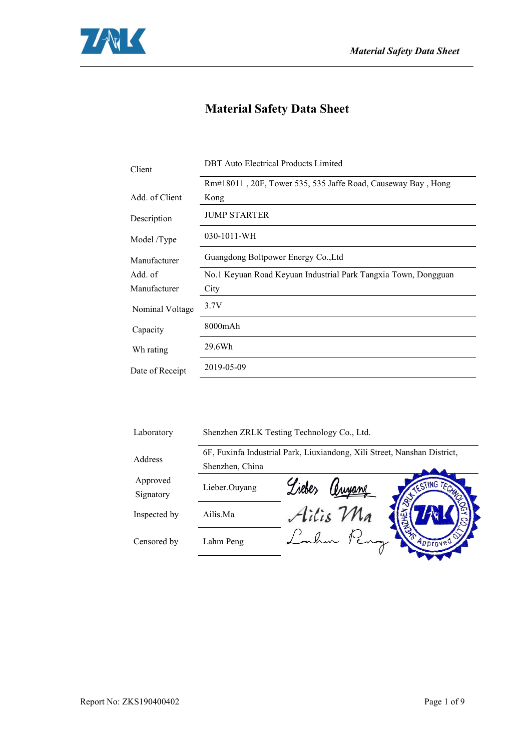# Material Safety Data Sheet

| | |
|---|---|
| Client | DBT Auto Electrical Products Limited |
| Add. of Client | Rm#18011 , 20F, Tower 535, 535 Jaffe Road, Causeway Bay , Hong Kong |
| Description | JUMP STARTER |
| Model /Type | 030-1011-WH |
| Manufacturer | Guangdong Boltpower Energy Co.,Ltd |
| Add. of Manufacturer | No.1 Keyuan Road Keyuan Industrial Park Tangxia Town, Dongguan City |
| Nominal Voltage | 3.7V |
| Capacity | 8000mAh |
| Wh rating | 29.6Wh |
| Date of Receipt | 2019-05-09 |

| | |
|---|---|
| Laboratory | Shenzhen ZRLK Testing Technology Co., Ltd. |
| Address | 6F, Fuxinfa Industrial Park, Liuxiandong, Xili Street, Nanshan District, Shenzhen, China |
| Approved Signatory | Lieber.Ouyang |
| Inspected by | Ailis.Ma |
| Censored by | Lahm Peng |

Report No: ZKS190400402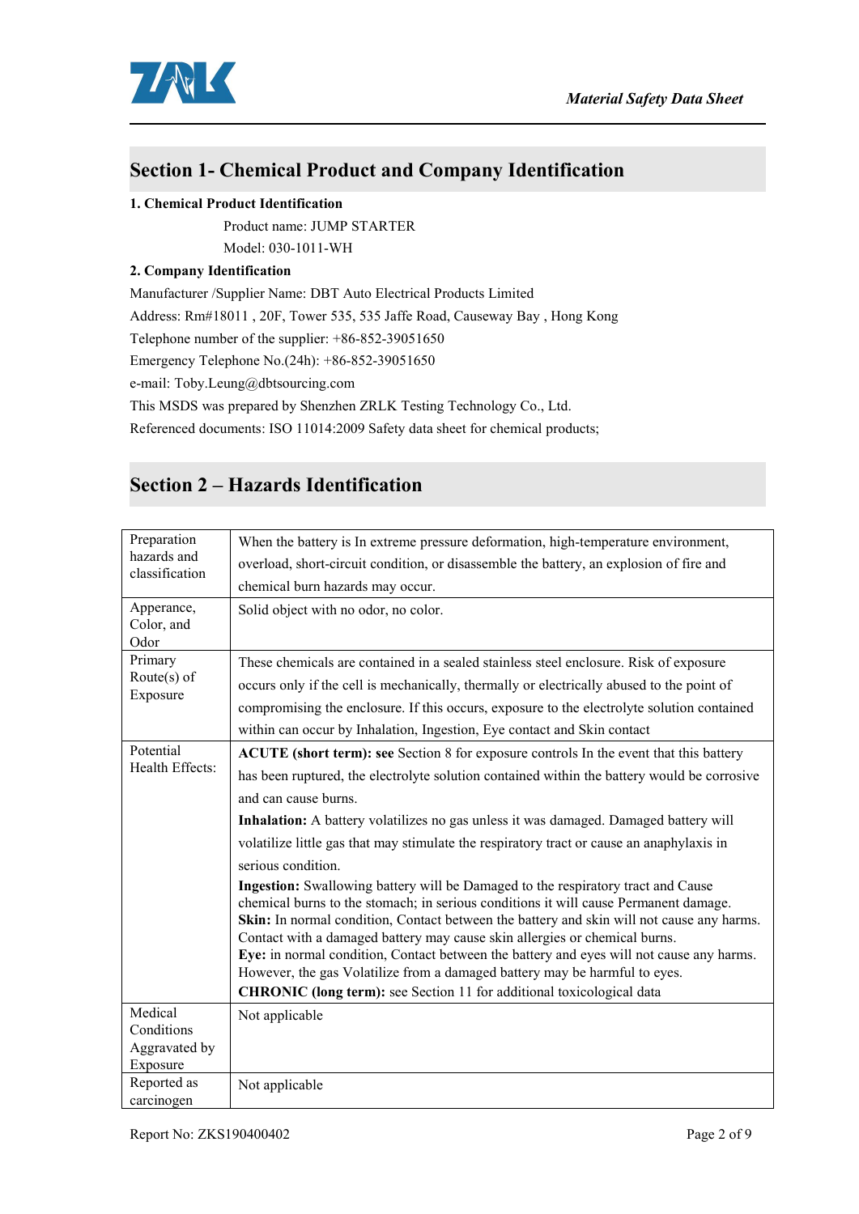## Section 1- Chemical Product and Company Identification

**1. Chemical Product Identification**

Product name: JUMP STARTER

Model: 030-1011-WH

**2. Company Identification**

Manufacturer /Supplier Name: DBT Auto Electrical Products Limited

Address: Rm#18011 , 20F, Tower 535, 535 Jaffe Road, Causeway Bay , Hong Kong

Telephone number of the supplier: +86-852-39051650

Emergency Telephone No.(24h): +86-852-39051650

e-mail: Toby.Leung@dbtsourcing.com

This MSDS was prepared by Shenzhen ZRLK Testing Technology Co., Ltd.

Referenced documents: ISO 11014:2009 Safety data sheet for chemical products;

## Section 2 – Hazards Identification

| | |
|---|---|
| Preparation hazards and classification | When the battery is In extreme pressure deformation, high-temperature environment, overload, short-circuit condition, or disassemble the battery, an explosion of fire and chemical burn hazards may occur. |
| Apperance, Color, and Odor | Solid object with no odor, no color. |
| Primary Route(s) of Exposure | These chemicals are contained in a sealed stainless steel enclosure. Risk of exposure occurs only if the cell is mechanically, thermally or electrically abused to the point of compromising the enclosure. If this occurs, exposure to the electrolyte solution contained within can occur by Inhalation, Ingestion, Eye contact and Skin contact |
| Potential Health Effects: | **ACUTE (short term): see** Section 8 for exposure controls In the event that this battery has been ruptured, the electrolyte solution contained within the battery would be corrosive and can cause burns.<br>**Inhalation:** A battery volatilizes no gas unless it was damaged. Damaged battery will volatilize little gas that may stimulate the respiratory tract or cause an anaphylaxis in serious condition.<br>**Ingestion:** Swallowing battery will be Damaged to the respiratory tract and Cause chemical burns to the stomach; in serious conditions it will cause Permanent damage.<br>**Skin:** In normal condition, Contact between the battery and skin will not cause any harms. Contact with a damaged battery may cause skin allergies or chemical burns.<br>**Eye:** in normal condition, Contact between the battery and eyes will not cause any harms. However, the gas Volatilize from a damaged battery may be harmful to eyes.<br>**CHRONIC (long term):** see Section 11 for additional toxicological data |
| Medical Conditions Aggravated by Exposure | Not applicable |
| Reported as carcinogen | Not applicable |

Report No: ZKS190400402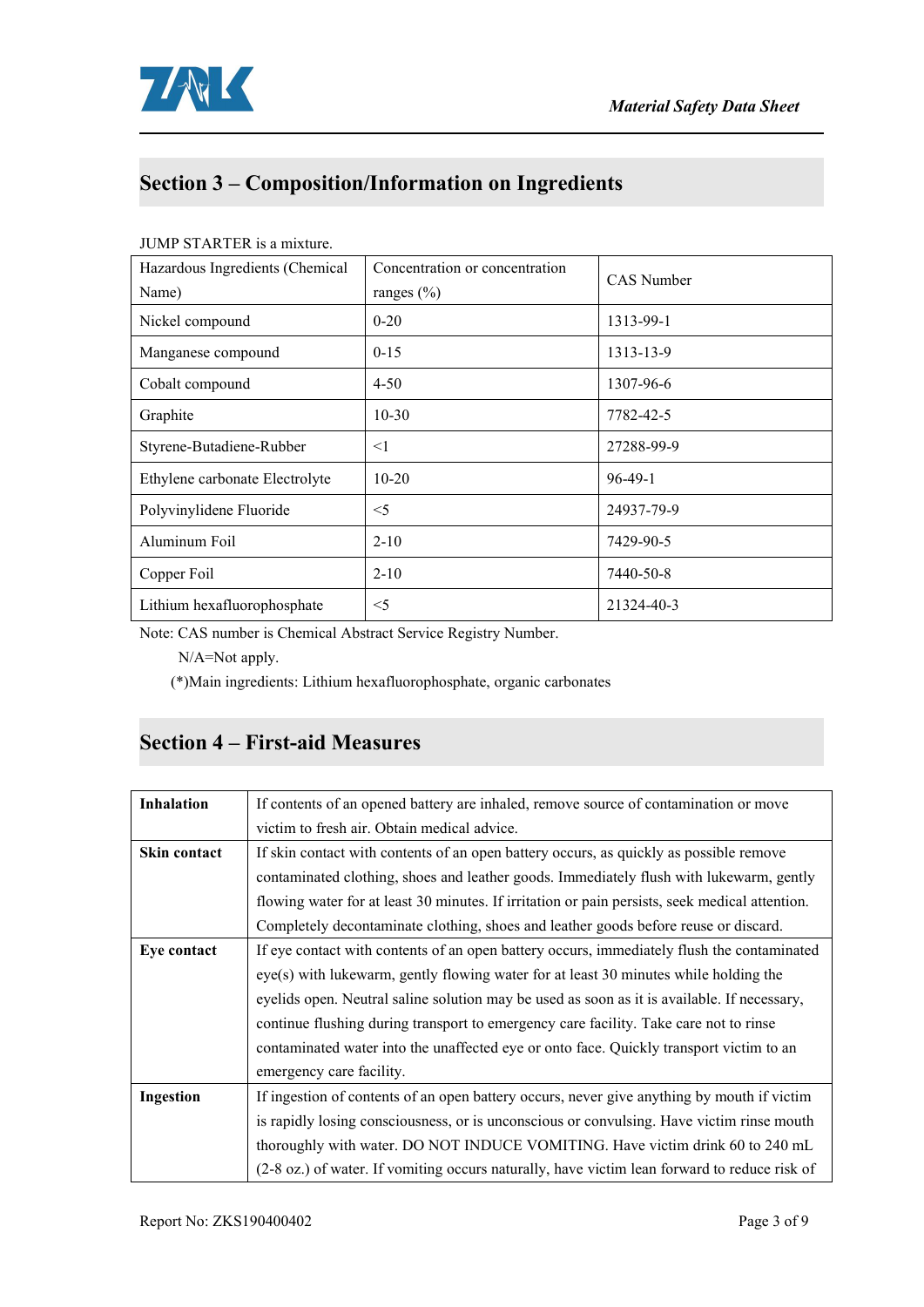## Section 3 – Composition/Information on Ingredients

JUMP STARTER is a mixture.

| Hazardous Ingredients (Chemical Name) | Concentration or concentration ranges (%) | CAS Number |
|---|---|---|
| Nickel compound | 0-20 | 1313-99-1 |
| Manganese compound | 0-15 | 1313-13-9 |
| Cobalt compound | 4-50 | 1307-96-6 |
| Graphite | 10-30 | 7782-42-5 |
| Styrene-Butadiene-Rubber | <1 | 27288-99-9 |
| Ethylene carbonate Electrolyte | 10-20 | 96-49-1 |
| Polyvinylidene Fluoride | <5 | 24937-79-9 |
| Aluminum Foil | 2-10 | 7429-90-5 |
| Copper Foil | 2-10 | 7440-50-8 |
| Lithium hexafluorophosphate | <5 | 21324-40-3 |

Note: CAS number is Chemical Abstract Service Registry Number.

N/A=Not apply.

(*)Main ingredients: Lithium hexafluorophosphate, organic carbonates

## Section 4 – First-aid Measures

| | |
|---|---|
| **Inhalation** | If contents of an opened battery are inhaled, remove source of contamination or move victim to fresh air. Obtain medical advice. |
| **Skin contact** | If skin contact with contents of an open battery occurs, as quickly as possible remove contaminated clothing, shoes and leather goods. Immediately flush with lukewarm, gently flowing water for at least 30 minutes. If irritation or pain persists, seek medical attention. Completely decontaminate clothing, shoes and leather goods before reuse or discard. |
| **Eye contact** | If eye contact with contents of an open battery occurs, immediately flush the contaminated eye(s) with lukewarm, gently flowing water for at least 30 minutes while holding the eyelids open. Neutral saline solution may be used as soon as it is available. If necessary, continue flushing during transport to emergency care facility. Take care not to rinse contaminated water into the unaffected eye or onto face. Quickly transport victim to an emergency care facility. |
| **Ingestion** | If ingestion of contents of an open battery occurs, never give anything by mouth if victim is rapidly losing consciousness, or is unconscious or convulsing. Have victim rinse mouth thoroughly with water. DO NOT INDUCE VOMITING. Have victim drink 60 to 240 mL (2-8 oz.) of water. If vomiting occurs naturally, have victim lean forward to reduce risk of |

Report No: ZKS190400402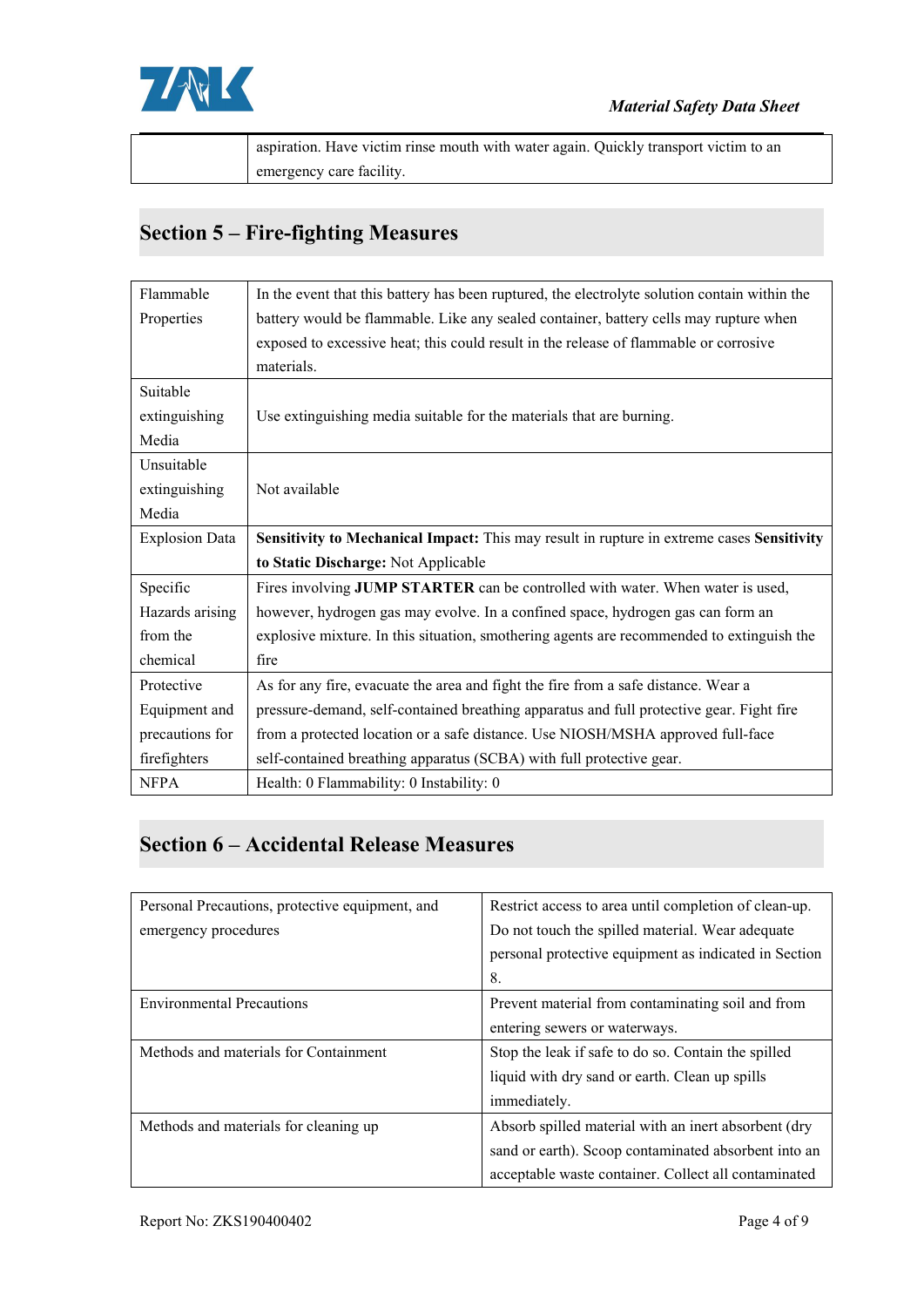| | aspiration. Have victim rinse mouth with water again. Quickly transport victim to an emergency care facility. |
|---|---|

## Section 5 – Fire-fighting Measures

| Flammable Properties | In the event that this battery has been ruptured, the electrolyte solution contain within the battery would be flammable. Like any sealed container, battery cells may rupture when exposed to excessive heat; this could result in the release of flammable or corrosive materials. |
|---|---|
| Suitable extinguishing Media | Use extinguishing media suitable for the materials that are burning. |
| Unsuitable extinguishing Media | Not available |
| Explosion Data | **Sensitivity to Mechanical Impact:** This may result in rupture in extreme cases **Sensitivity to Static Discharge:** Not Applicable |
| Specific Hazards arising from the chemical | Fires involving **JUMP STARTER** can be controlled with water. When water is used, however, hydrogen gas may evolve. In a confined space, hydrogen gas can form an explosive mixture. In this situation, smothering agents are recommended to extinguish the fire |
| Protective Equipment and precautions for firefighters | As for any fire, evacuate the area and fight the fire from a safe distance. Wear a pressure-demand, self-contained breathing apparatus and full protective gear. Fight fire from a protected location or a safe distance. Use NIOSH/MSHA approved full-face self-contained breathing apparatus (SCBA) with full protective gear. |
| NFPA | Health: 0 Flammability: 0 Instability: 0 |

## Section 6 – Accidental Release Measures

| Personal Precautions, protective equipment, and emergency procedures | Restrict access to area until completion of clean-up. Do not touch the spilled material. Wear adequate personal protective equipment as indicated in Section 8. |
|---|---|
| Environmental Precautions | Prevent material from contaminating soil and from entering sewers or waterways. |
| Methods and materials for Containment | Stop the leak if safe to do so. Contain the spilled liquid with dry sand or earth. Clean up spills immediately. |
| Methods and materials for cleaning up | Absorb spilled material with an inert absorbent (dry sand or earth). Scoop contaminated absorbent into an acceptable waste container. Collect all contaminated |

Report No: ZKS190400402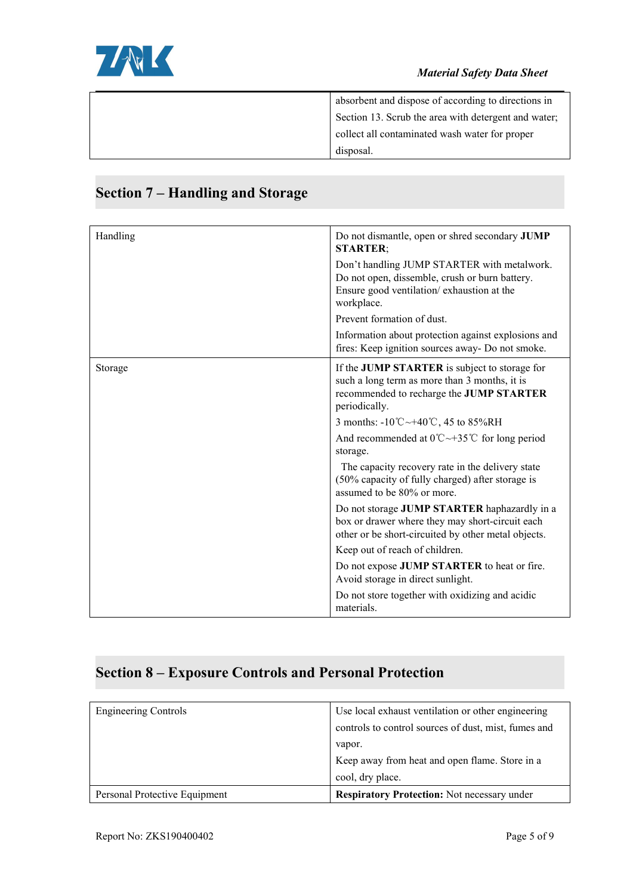| | absorbent and dispose of according to directions in Section 13. Scrub the area with detergent and water; collect all contaminated wash water for proper disposal. |
|---|---|

## Section 7 – Handling and Storage

| | |
|---|---|
| Handling | Do not dismantle, open or shred secondary **JUMP STARTER**; Don't handling JUMP STARTER with metalwork. Do not open, dissemble, crush or burn battery. Ensure good ventilation/ exhaustion at the workplace. Prevent formation of dust. Information about protection against explosions and fires: Keep ignition sources away- Do not smoke. |
| Storage | If the **JUMP STARTER** is subject to storage for such a long term as more than 3 months, it is recommended to recharge the **JUMP STARTER** periodically. 3 months: -10℃~+40℃, 45 to 85%RH And recommended at 0℃~+35℃ for long period storage. The capacity recovery rate in the delivery state (50% capacity of fully charged) after storage is assumed to be 80% or more. Do not storage **JUMP STARTER** haphazardly in a box or drawer where they may short-circuit each other or be short-circuited by other metal objects. Keep out of reach of children. Do not expose **JUMP STARTER** to heat or fire. Avoid storage in direct sunlight. Do not store together with oxidizing and acidic materials. |

## Section 8 – Exposure Controls and Personal Protection

| | |
|---|---|
| Engineering Controls | Use local exhaust ventilation or other engineering controls to control sources of dust, mist, fumes and vapor. Keep away from heat and open flame. Store in a cool, dry place. |
| Personal Protective Equipment | **Respiratory Protection:** Not necessary under |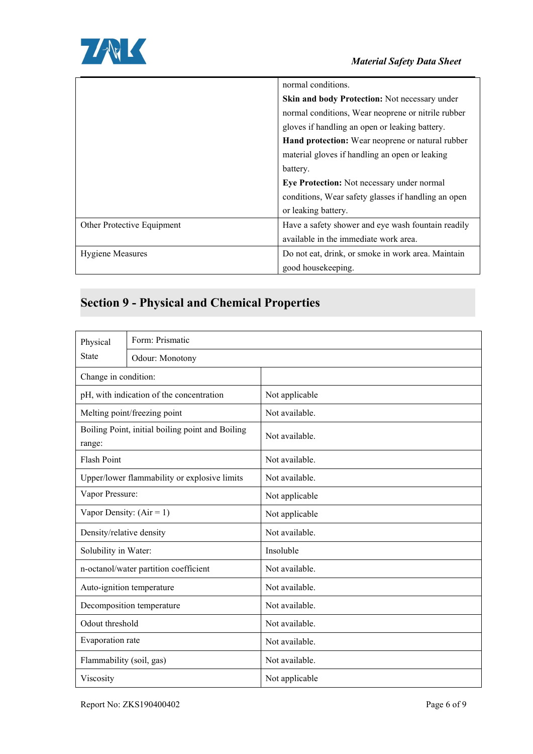| | |
|---|---|
| | normal conditions.<br>**Skin and body Protection:** Not necessary under normal conditions, Wear neoprene or nitrile rubber gloves if handling an open or leaking battery.<br>**Hand protection:** Wear neoprene or natural rubber material gloves if handling an open or leaking battery.<br>**Eye Protection:** Not necessary under normal conditions, Wear safety glasses if handling an open or leaking battery. |
| Other Protective Equipment | Have a safety shower and eye wash fountain readily available in the immediate work area. |
| Hygiene Measures | Do not eat, drink, or smoke in work area. Maintain good housekeeping. |

## Section 9 - Physical and Chemical Properties

| | | |
|---|---|---|
| Physical State | Form: Prismatic | |
| | Odour: Monotony | |
| Change in condition: | | |
| pH, with indication of the concentration | | Not applicable |
| Melting point/freezing point | | Not available. |
| Boiling Point, initial boiling point and Boiling range: | | Not available. |
| Flash Point | | Not available. |
| Upper/lower flammability or explosive limits | | Not available. |
| Vapor Pressure: | | Not applicable |
| Vapor Density: (Air = 1) | | Not applicable |
| Density/relative density | | Not available. |
| Solubility in Water: | | Insoluble |
| n-octanol/water partition coefficient | | Not available. |
| Auto-ignition temperature | | Not available. |
| Decomposition temperature | | Not available. |
| Odour threshold | | Not available. |
| Evaporation rate | | Not available. |
| Flammability (soil, gas) | | Not available. |
| Viscosity | | Not applicable |

Report No: ZKS190400402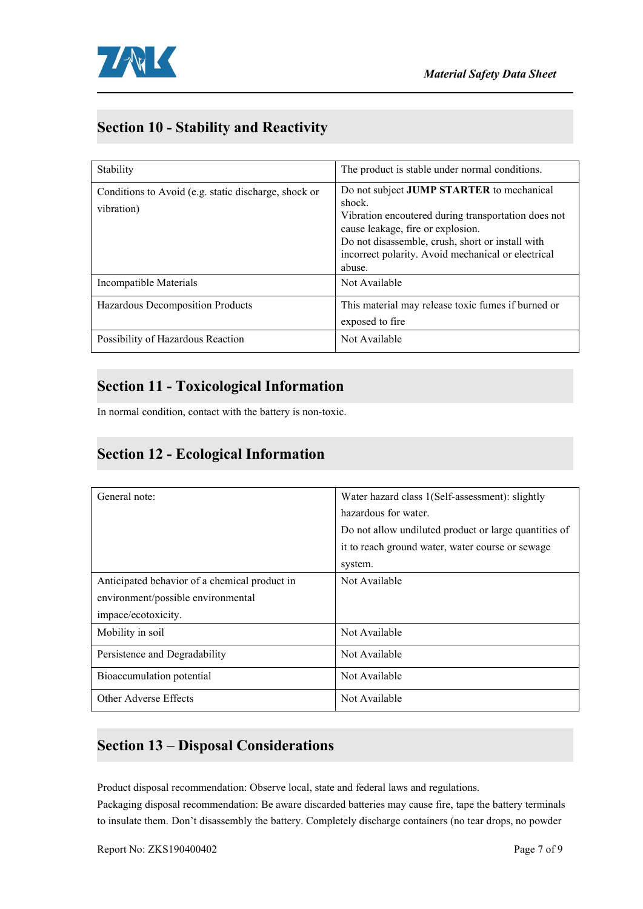## Section 10 - Stability and Reactivity

| | |
|---|---|
| Stability | The product is stable under normal conditions. |
| Conditions to Avoid (e.g. static discharge, shock or vibration) | Do not subject **JUMP STARTER** to mechanical shock.<br>Vibration encoutered during transportation does not cause leakage, fire or explosion.<br>Do not disassemble, crush, short or install with incorrect polarity. Avoid mechanical or electrical abuse. |
| Incompatible Materials | Not Available |
| Hazardous Decomposition Products | This material may release toxic fumes if burned or exposed to fire |
| Possibility of Hazardous Reaction | Not Available |

## Section 11 - Toxicological Information

In normal condition, contact with the battery is non-toxic.

## Section 12 - Ecological Information

| | |
|---|---|
| General note: | Water hazard class 1(Self-assessment): slightly hazardous for water.<br>Do not allow undiluted product or large quantities of it to reach ground water, water course or sewage system. |
| Anticipated behavior of a chemical product in environment/possible environmental impace/ecotoxicity. | Not Available |
| Mobility in soil | Not Available |
| Persistence and Degradability | Not Available |
| Bioaccumulation potential | Not Available |
| Other Adverse Effects | Not Available |

## Section 13 – Disposal Considerations

Product disposal recommendation: Observe local, state and federal laws and regulations.

Packaging disposal recommendation: Be aware discarded batteries may cause fire, tape the battery terminals to insulate them. Don't disassembly the battery. Completely discharge containers (no tear drops, no powder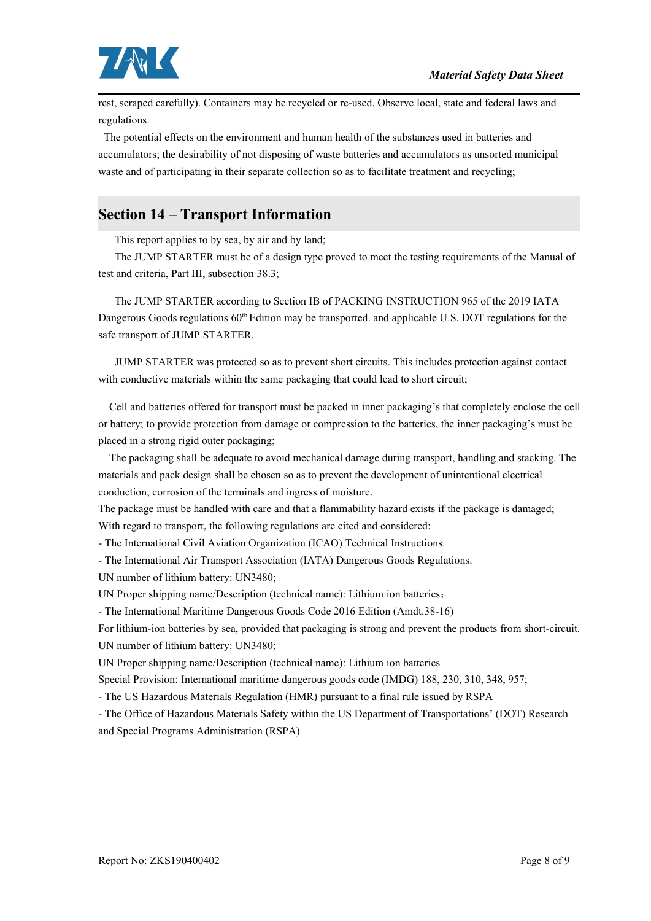rest, scraped carefully). Containers may be recycled or re-used. Observe local, state and federal laws and regulations.

The potential effects on the environment and human health of the substances used in batteries and accumulators; the desirability of not disposing of waste batteries and accumulators as unsorted municipal waste and of participating in their separate collection so as to facilitate treatment and recycling;

## Section 14 – Transport Information

This report applies to by sea, by air and by land;

The JUMP STARTER must be of a design type proved to meet the testing requirements of the Manual of test and criteria, Part III, subsection 38.3;

The JUMP STARTER according to Section IB of PACKING INSTRUCTION 965 of the 2019 IATA Dangerous Goods regulations 60th Edition may be transported. and applicable U.S. DOT regulations for the safe transport of JUMP STARTER.

JUMP STARTER was protected so as to prevent short circuits. This includes protection against contact with conductive materials within the same packaging that could lead to short circuit;

Cell and batteries offered for transport must be packed in inner packaging's that completely enclose the cell or battery; to provide protection from damage or compression to the batteries, the inner packaging's must be placed in a strong rigid outer packaging;

The packaging shall be adequate to avoid mechanical damage during transport, handling and stacking. The materials and pack design shall be chosen so as to prevent the development of unintentional electrical conduction, corrosion of the terminals and ingress of moisture.

The package must be handled with care and that a flammability hazard exists if the package is damaged;

With regard to transport, the following regulations are cited and considered:

- The International Civil Aviation Organization (ICAO) Technical Instructions.
- The International Air Transport Association (IATA) Dangerous Goods Regulations.

UN number of lithium battery: UN3480;

UN Proper shipping name/Description (technical name): Lithium ion batteries；

- The International Maritime Dangerous Goods Code 2016 Edition (Amdt.38-16)

For lithium-ion batteries by sea, provided that packaging is strong and prevent the products from short-circuit.

UN number of lithium battery: UN3480;

UN Proper shipping name/Description (technical name): Lithium ion batteries

Special Provision: International maritime dangerous goods code (IMDG) 188, 230, 310, 348, 957;

- The US Hazardous Materials Regulation (HMR) pursuant to a final rule issued by RSPA
- The Office of Hazardous Materials Safety within the US Department of Transportations' (DOT) Research and Special Programs Administration (RSPA)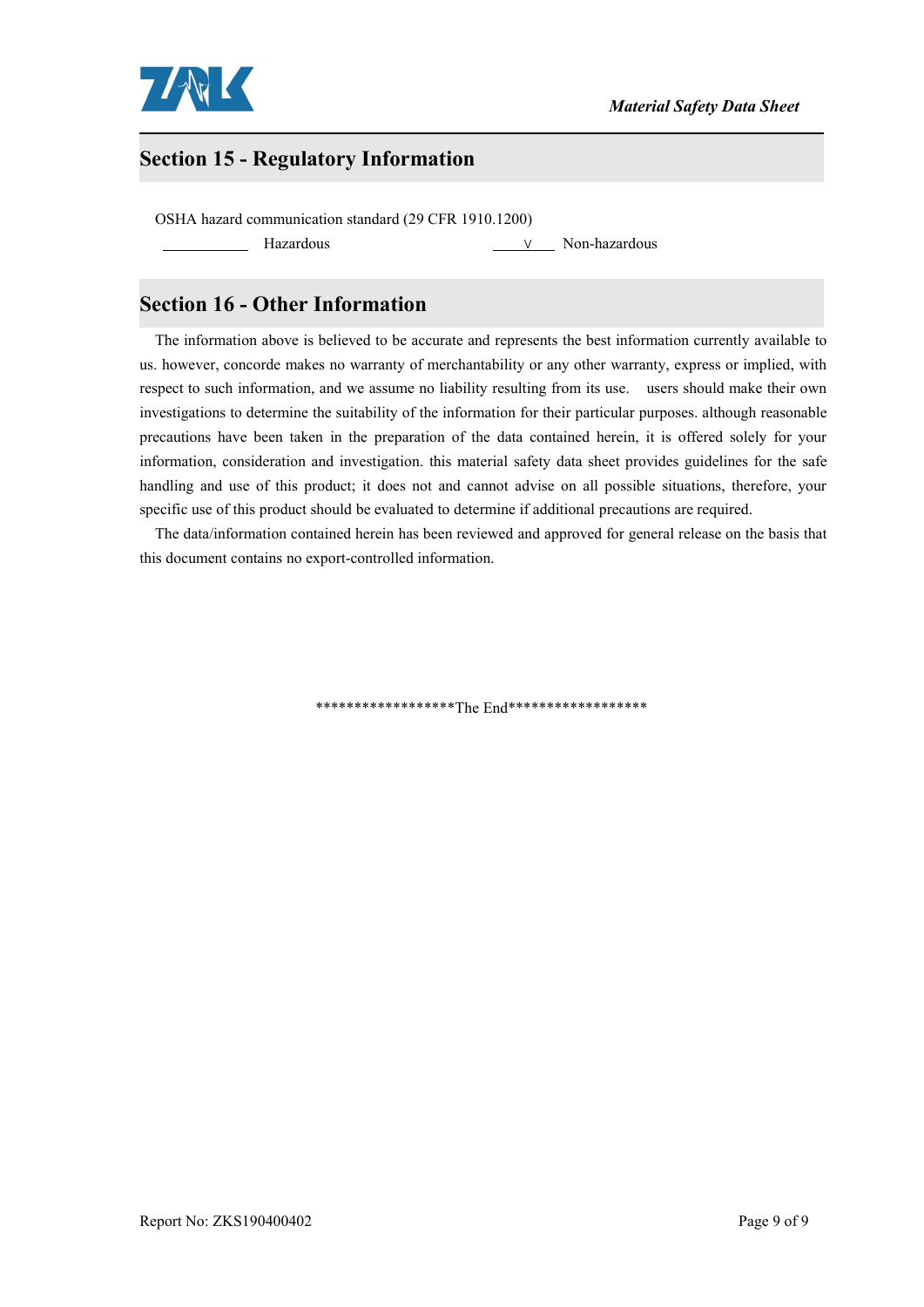## Section 15 - Regulatory Information

OSHA hazard communication standard (29 CFR 1910.1200)

\_\_\_\_\_\_\_\_\_\_ Hazardous　　　　　　　　　\_\_\_∨\_\_ Non-hazardous

## Section 16 - Other Information

The information above is believed to be accurate and represents the best information currently available to us. however, concorde makes no warranty of merchantability or any other warranty, express or implied, with respect to such information, and we assume no liability resulting from its use. users should make their own investigations to determine the suitability of the information for their particular purposes. although reasonable precautions have been taken in the preparation of the data contained herein, it is offered solely for your information, consideration and investigation. this material safety data sheet provides guidelines for the safe handling and use of this product; it does not and cannot advise on all possible situations, therefore, your specific use of this product should be evaluated to determine if additional precautions are required.

The data/information contained herein has been reviewed and approved for general release on the basis that this document contains no export-controlled information.

******************The End******************

Report No: ZKS190400402